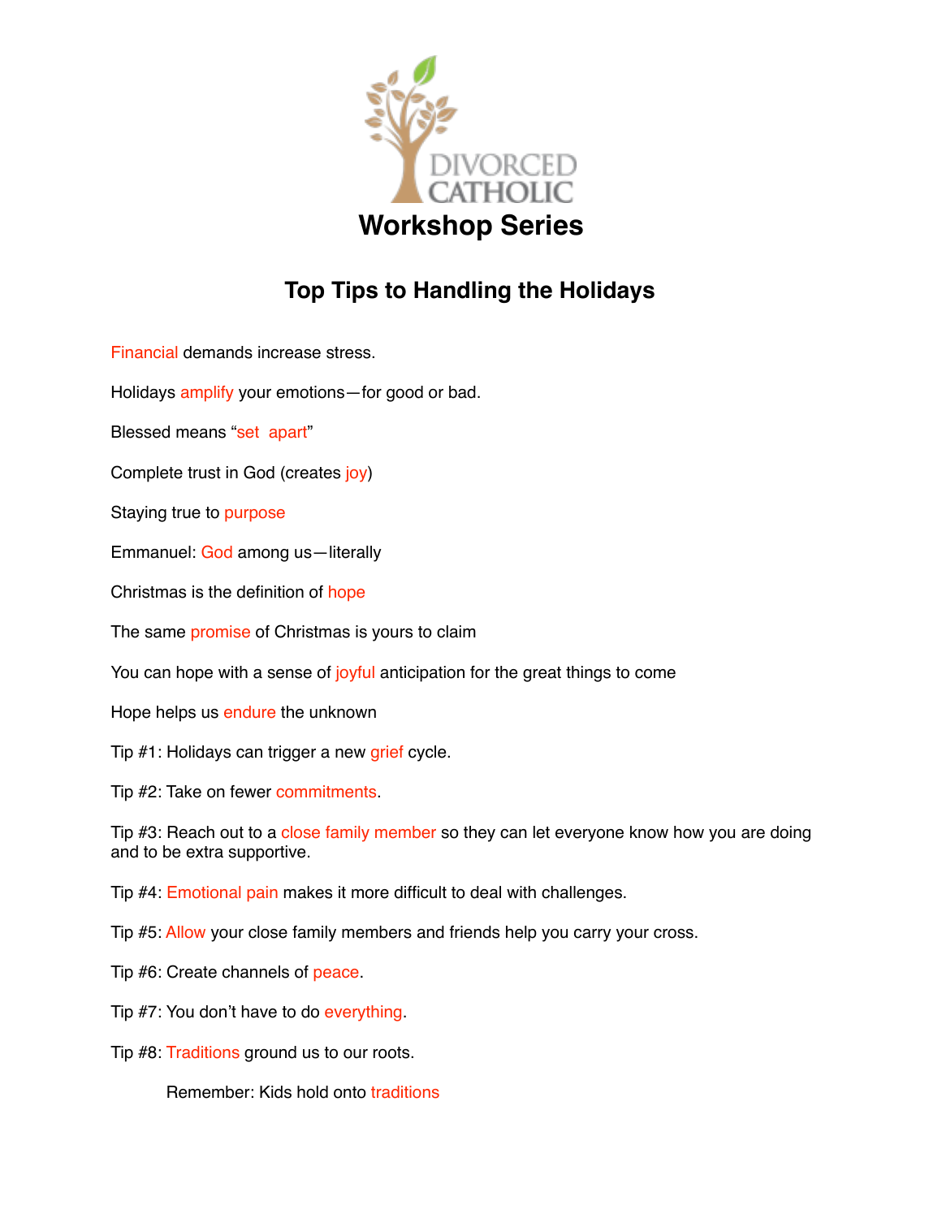DIVORCED CATHOLIC

# Workshop Series

## Top Tips to Handling the Holidays

Financial demands increase stress.

Holidays amplify your emotions—for good or bad.

Blessed means "set apart"

Complete trust in God (creates joy)

Staying true to purpose

Emmanuel: God among us—literally

Christmas is the definition of hope

The same promise of Christmas is yours to claim

You can hope with a sense of joyful anticipation for the great things to come

Hope helps us endure the unknown

Tip #1: Holidays can trigger a new grief cycle.

Tip #2: Take on fewer commitments.

Tip #3: Reach out to a close family member so they can let everyone know how you are doing and to be extra supportive.

Tip #4: Emotional pain makes it more difficult to deal with challenges.

Tip #5: Allow your close family members and friends help you carry your cross.

Tip #6: Create channels of peace.

Tip #7: You don't have to do everything.

Tip #8: Traditions ground us to our roots.

Remember: Kids hold onto traditions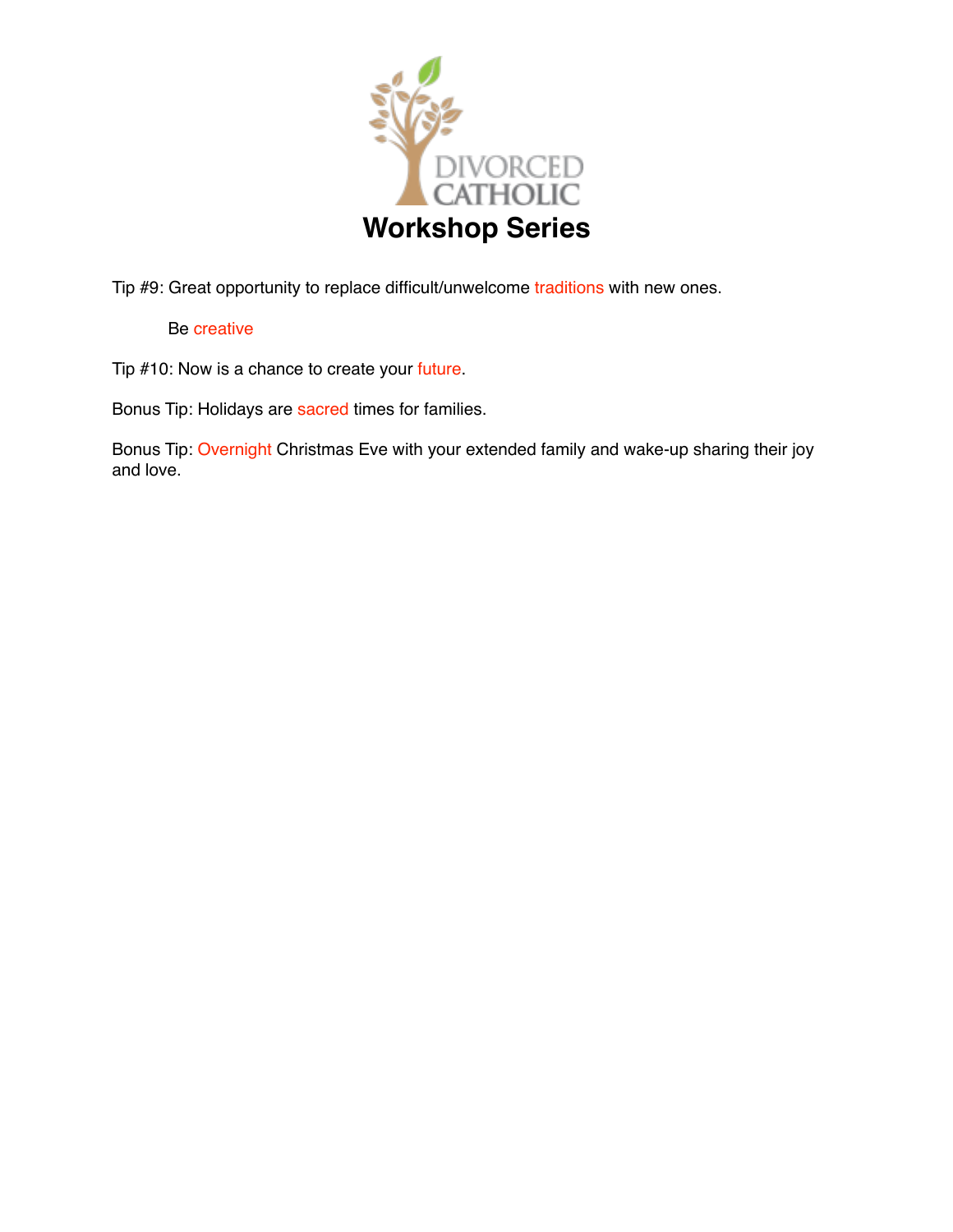# Workshop Series

Tip #9: Great opportunity to replace difficult/unwelcome traditions with new ones.

Be creative

Tip #10: Now is a chance to create your future.

Bonus Tip: Holidays are sacred times for families.

Bonus Tip: Overnight Christmas Eve with your extended family and wake-up sharing their joy and love.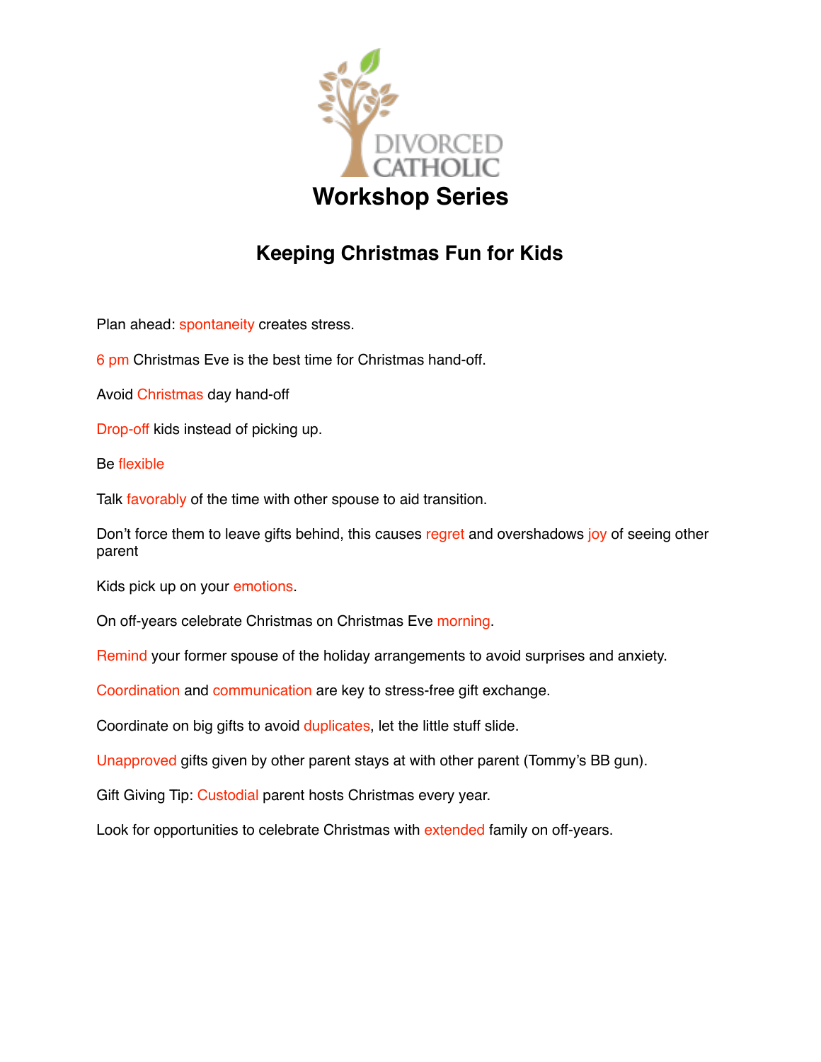DIVORCED CATHOLIC

# Workshop Series

## Keeping Christmas Fun for Kids

Plan ahead: spontaneity creates stress.

6 pm Christmas Eve is the best time for Christmas hand-off.

Avoid Christmas day hand-off

Drop-off kids instead of picking up.

Be flexible

Talk favorably of the time with other spouse to aid transition.

Don't force them to leave gifts behind, this causes regret and overshadows joy of seeing other parent

Kids pick up on your emotions.

On off-years celebrate Christmas on Christmas Eve morning.

Remind your former spouse of the holiday arrangements to avoid surprises and anxiety.

Coordination and communication are key to stress-free gift exchange.

Coordinate on big gifts to avoid duplicates, let the little stuff slide.

Unapproved gifts given by other parent stays at with other parent (Tommy's BB gun).

Gift Giving Tip: Custodial parent hosts Christmas every year.

Look for opportunities to celebrate Christmas with extended family on off-years.